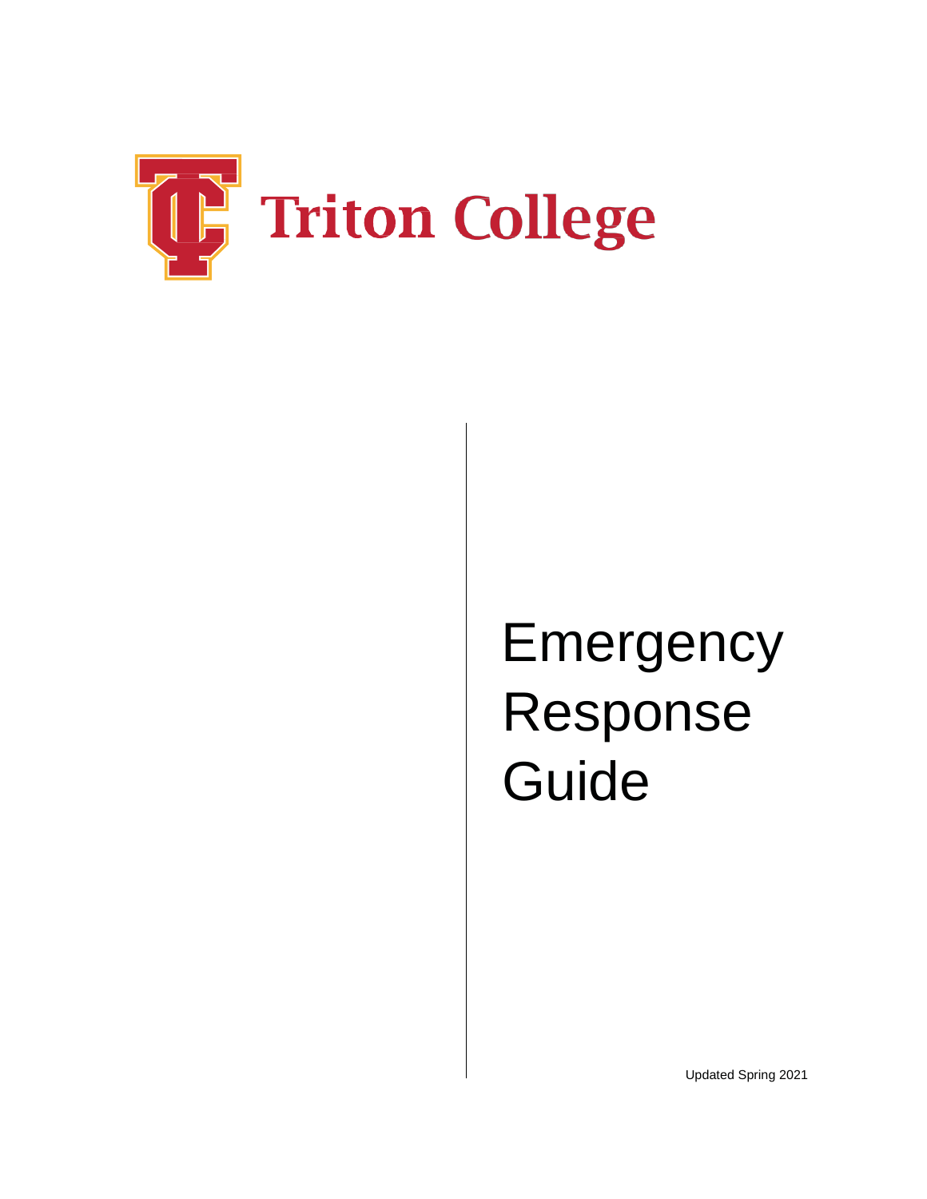Triton College

# Emergency Response Guide

Updated Spring 2021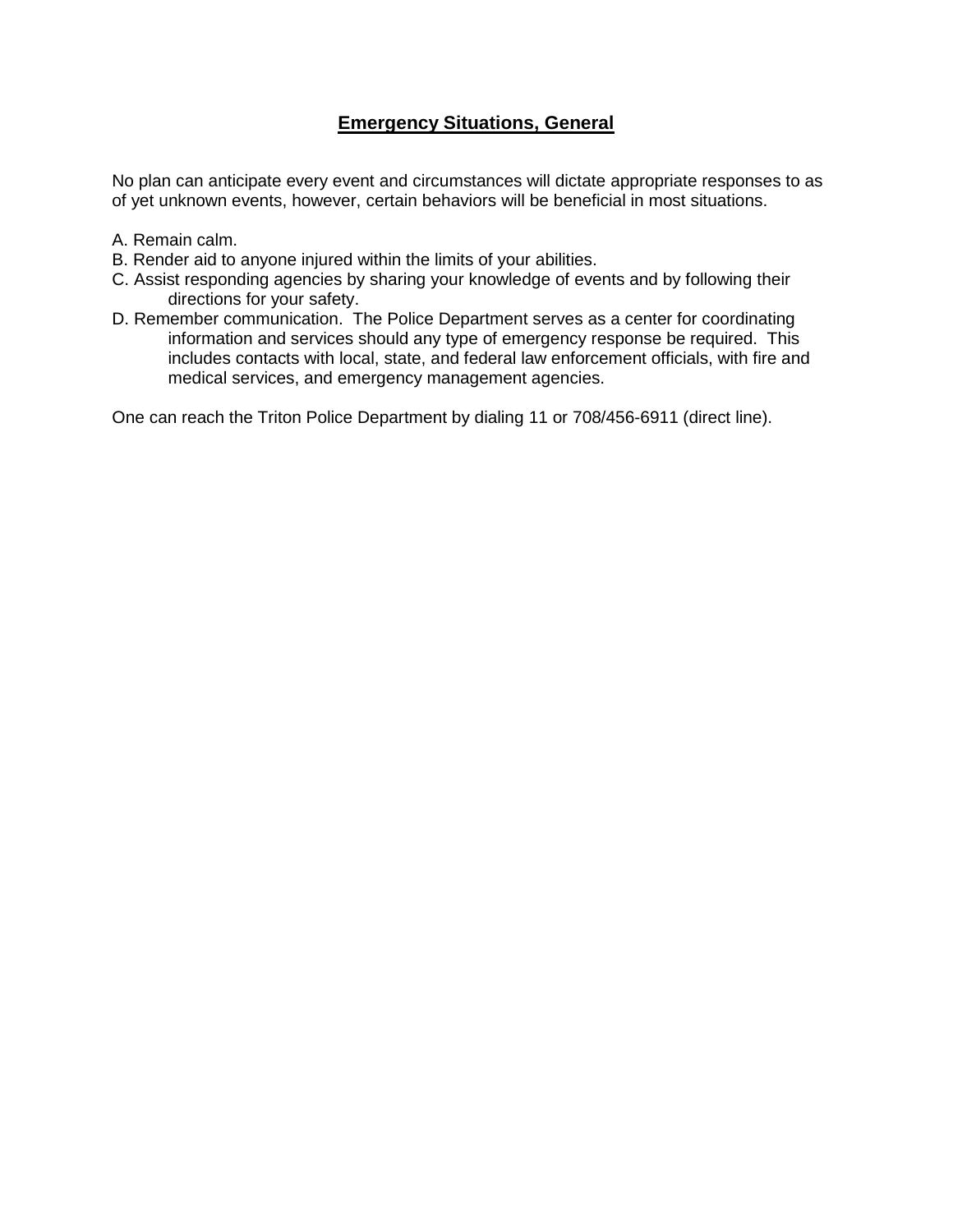## Emergency Situations, General

No plan can anticipate every event and circumstances will dictate appropriate responses to as of yet unknown events, however, certain behaviors will be beneficial in most situations.

A. Remain calm.
B. Render aid to anyone injured within the limits of your abilities.
C. Assist responding agencies by sharing your knowledge of events and by following their directions for your safety.
D. Remember communication. The Police Department serves as a center for coordinating information and services should any type of emergency response be required. This includes contacts with local, state, and federal law enforcement officials, with fire and medical services, and emergency management agencies.

One can reach the Triton Police Department by dialing 11 or 708/456-6911 (direct line).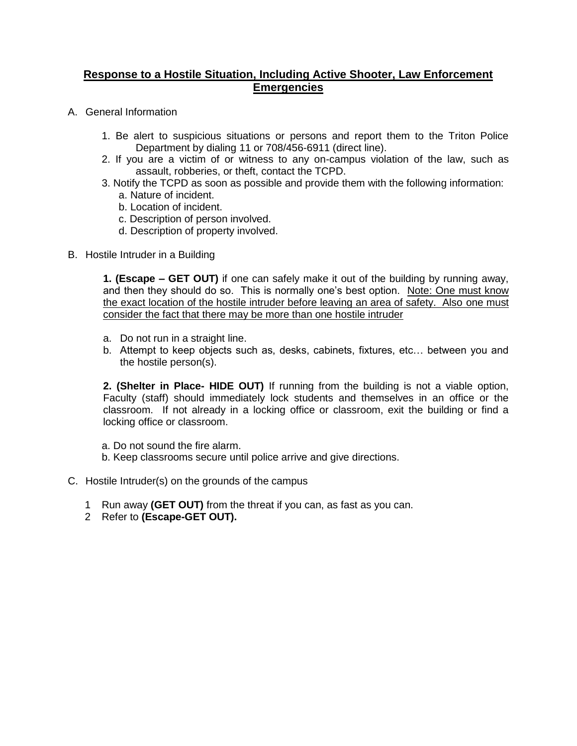## **Response to a Hostile Situation, Including Active Shooter, Law Enforcement Emergencies**

A. General Information

1. Be alert to suspicious situations or persons and report them to the Triton Police Department by dialing 11 or 708/456-6911 (direct line).
2. If you are a victim of or witness to any on-campus violation of the law, such as assault, robberies, or theft, contact the TCPD.
3. Notify the TCPD as soon as possible and provide them with the following information:
   - a. Nature of incident.
   - b. Location of incident.
   - c. Description of person involved.
   - d. Description of property involved.

B. Hostile Intruder in a Building

**1. (Escape – GET OUT)** if one can safely make it out of the building by running away, and then they should do so. This is normally one's best option. <u>Note: One must know the exact location of the hostile intruder before leaving an area of safety. Also one must consider the fact that there may be more than one hostile intruder</u>

- a. Do not run in a straight line.
- b. Attempt to keep objects such as, desks, cabinets, fixtures, etc… between you and the hostile person(s).

**2. (Shelter in Place- HIDE OUT)** If running from the building is not a viable option, Faculty (staff) should immediately lock students and themselves in an office or the classroom. If not already in a locking office or classroom, exit the building or find a locking office or classroom.

- a. Do not sound the fire alarm.
- b. Keep classrooms secure until police arrive and give directions.

C. Hostile Intruder(s) on the grounds of the campus

1. Run away **(GET OUT)** from the threat if you can, as fast as you can.
2. Refer to **(Escape-GET OUT).**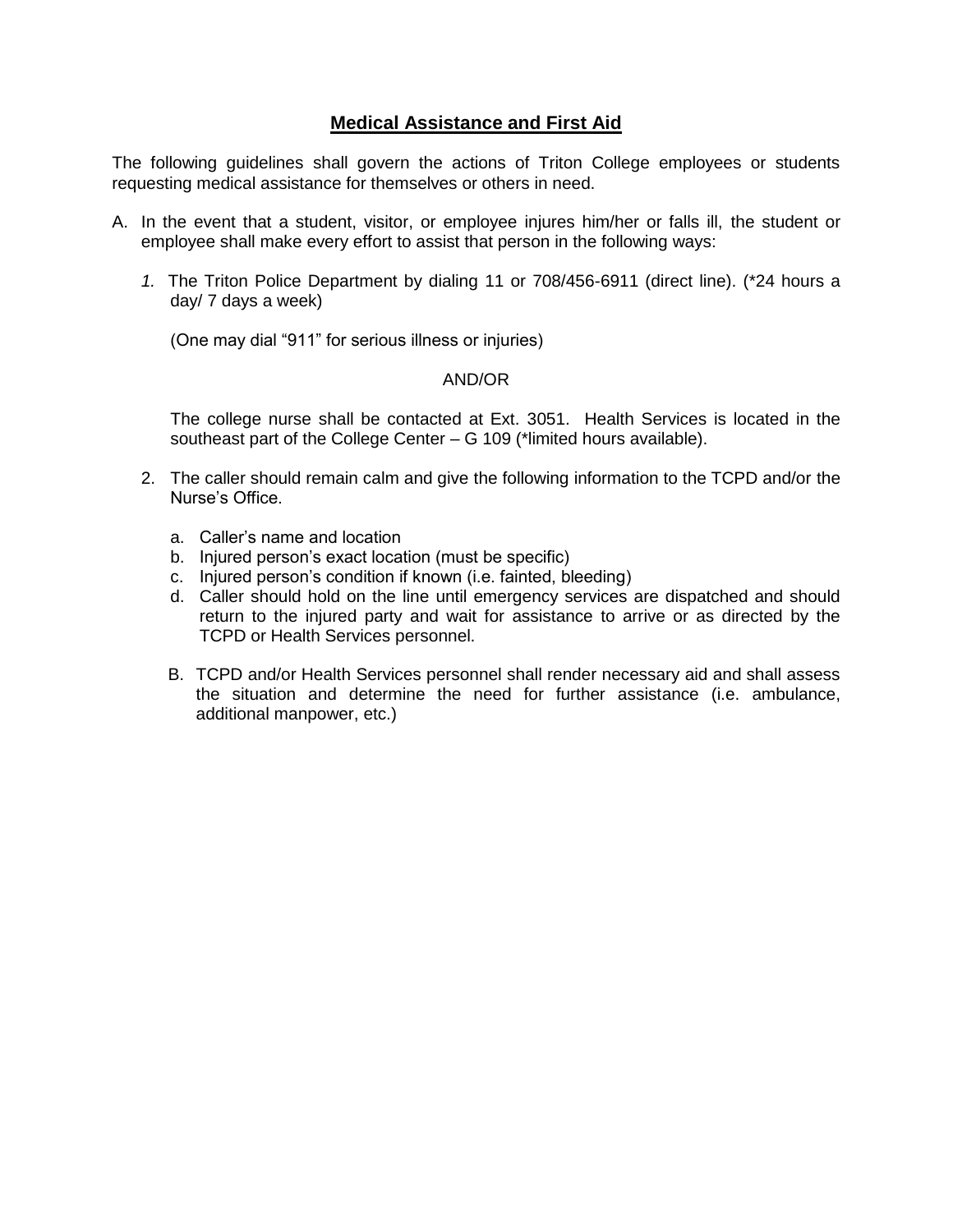## Medical Assistance and First Aid

The following guidelines shall govern the actions of Triton College employees or students requesting medical assistance for themselves or others in need.

A. In the event that a student, visitor, or employee injures him/her or falls ill, the student or employee shall make every effort to assist that person in the following ways:

   *1.* The Triton Police Department by dialing 11 or 708/456-6911 (direct line). (*24 hours a day/ 7 days a week)

   (One may dial "911" for serious illness or injuries)

   AND/OR

   The college nurse shall be contacted at Ext. 3051. Health Services is located in the southeast part of the College Center – G 109 (*limited hours available).

   2. The caller should remain calm and give the following information to the TCPD and/or the Nurse's Office.

      a. Caller's name and location
      b. Injured person's exact location (must be specific)
      c. Injured person's condition if known (i.e. fainted, bleeding)
      d. Caller should hold on the line until emergency services are dispatched and should return to the injured party and wait for assistance to arrive or as directed by the TCPD or Health Services personnel.

B. TCPD and/or Health Services personnel shall render necessary aid and shall assess the situation and determine the need for further assistance (i.e. ambulance, additional manpower, etc.)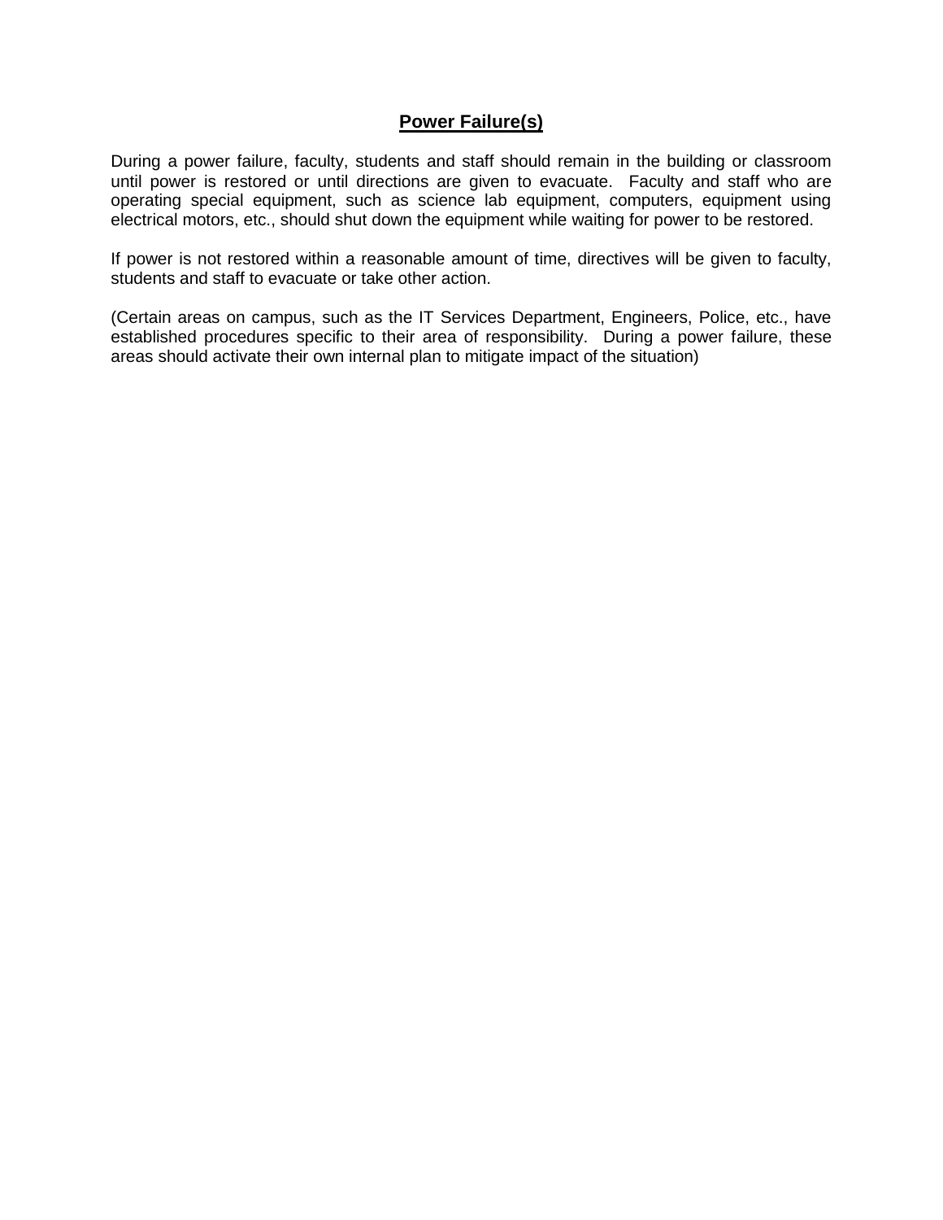## **Power Failure(s)**

During a power failure, faculty, students and staff should remain in the building or classroom until power is restored or until directions are given to evacuate. Faculty and staff who are operating special equipment, such as science lab equipment, computers, equipment using electrical motors, etc., should shut down the equipment while waiting for power to be restored.

If power is not restored within a reasonable amount of time, directives will be given to faculty, students and staff to evacuate or take other action.

(Certain areas on campus, such as the IT Services Department, Engineers, Police, etc., have established procedures specific to their area of responsibility. During a power failure, these areas should activate their own internal plan to mitigate impact of the situation)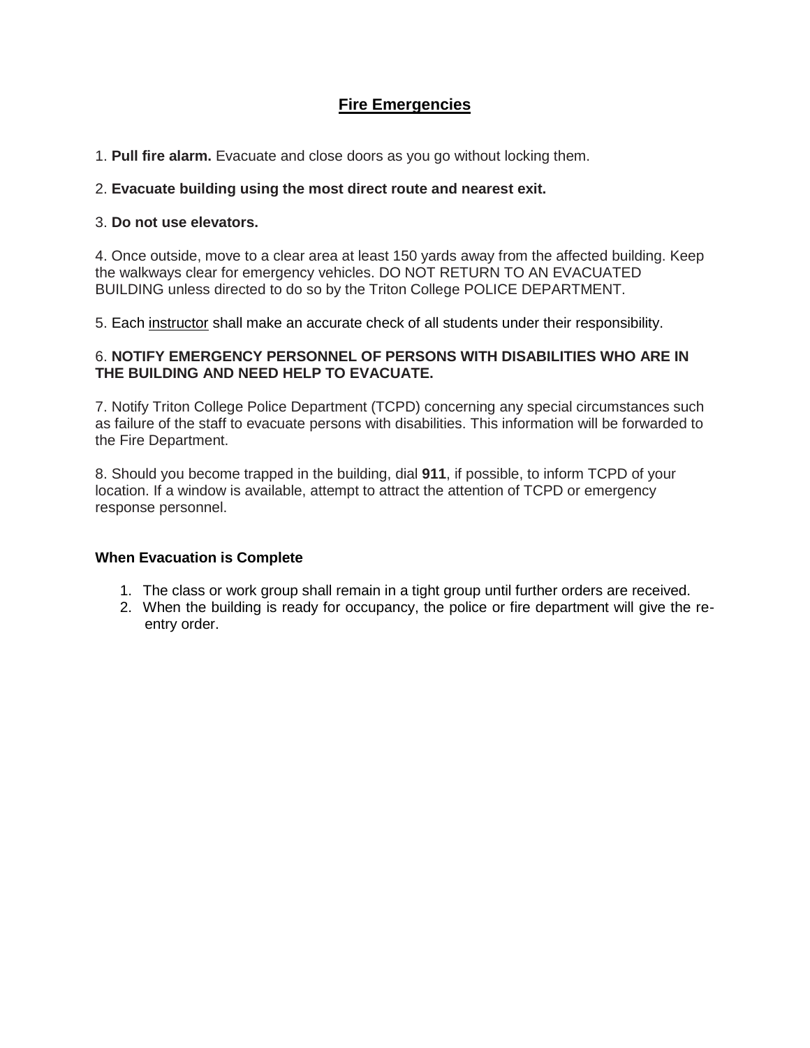# Fire Emergencies

1. **Pull fire alarm.** Evacuate and close doors as you go without locking them.

2. **Evacuate building using the most direct route and nearest exit.**

3. **Do not use elevators.**

4. Once outside, move to a clear area at least 150 yards away from the affected building. Keep the walkways clear for emergency vehicles. DO NOT RETURN TO AN EVACUATED BUILDING unless directed to do so by the Triton College POLICE DEPARTMENT.

5. Each instructor shall make an accurate check of all students under their responsibility.

6. **NOTIFY EMERGENCY PERSONNEL OF PERSONS WITH DISABILITIES WHO ARE IN THE BUILDING AND NEED HELP TO EVACUATE.**

7. Notify Triton College Police Department (TCPD) concerning any special circumstances such as failure of the staff to evacuate persons with disabilities. This information will be forwarded to the Fire Department.

8. Should you become trapped in the building, dial **911**, if possible, to inform TCPD of your location. If a window is available, attempt to attract the attention of TCPD or emergency response personnel.

**When Evacuation is Complete**

1. The class or work group shall remain in a tight group until further orders are received.
2. When the building is ready for occupancy, the police or fire department will give the re-entry order.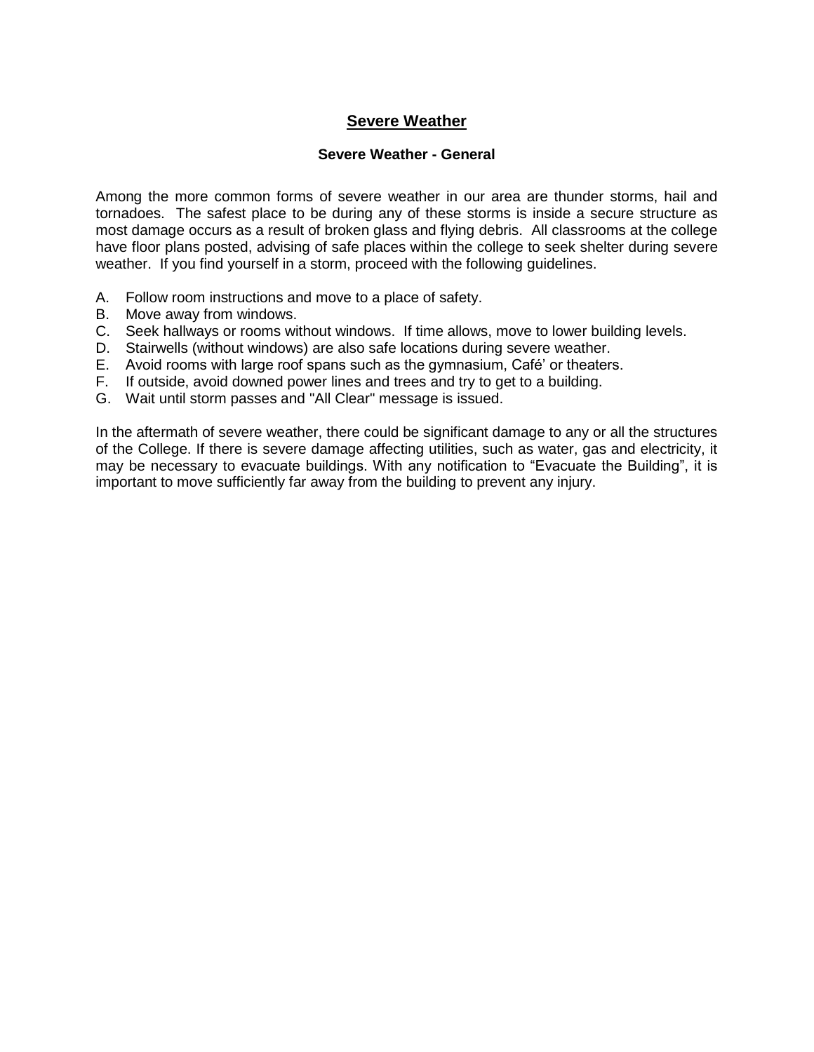## Severe Weather

### Severe Weather - General

Among the more common forms of severe weather in our area are thunder storms, hail and tornadoes. The safest place to be during any of these storms is inside a secure structure as most damage occurs as a result of broken glass and flying debris. All classrooms at the college have floor plans posted, advising of safe places within the college to seek shelter during severe weather. If you find yourself in a storm, proceed with the following guidelines.

A. Follow room instructions and move to a place of safety.
B. Move away from windows.
C. Seek hallways or rooms without windows. If time allows, move to lower building levels.
D. Stairwells (without windows) are also safe locations during severe weather.
E. Avoid rooms with large roof spans such as the gymnasium, Café' or theaters.
F. If outside, avoid downed power lines and trees and try to get to a building.
G. Wait until storm passes and "All Clear" message is issued.

In the aftermath of severe weather, there could be significant damage to any or all the structures of the College. If there is severe damage affecting utilities, such as water, gas and electricity, it may be necessary to evacuate buildings. With any notification to "Evacuate the Building", it is important to move sufficiently far away from the building to prevent any injury.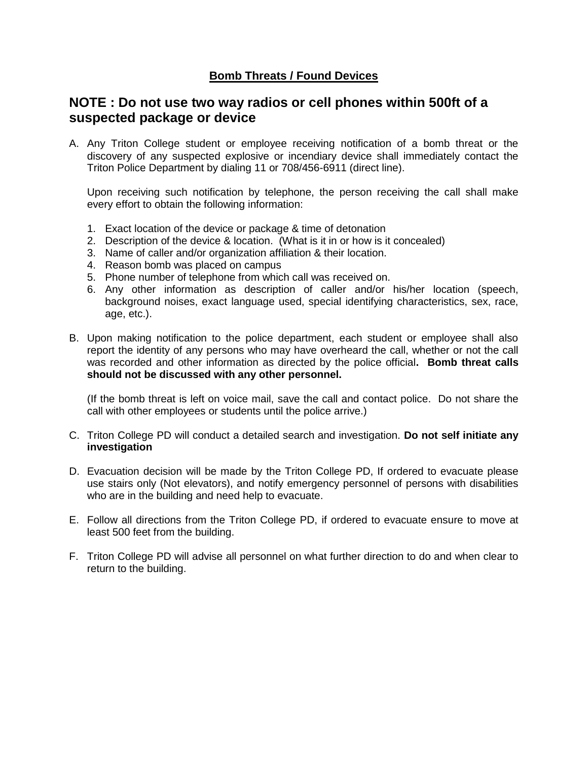## **Bomb Threats / Found Devices**

## NOTE : Do not use two way radios or cell phones within 500ft of a suspected package or device

A. Any Triton College student or employee receiving notification of a bomb threat or the discovery of any suspected explosive or incendiary device shall immediately contact the Triton Police Department by dialing 11 or 708/456-6911 (direct line).

   Upon receiving such notification by telephone, the person receiving the call shall make every effort to obtain the following information:

   1. Exact location of the device or package & time of detonation
   2. Description of the device & location. (What is it in or how is it concealed)
   3. Name of caller and/or organization affiliation & their location.
   4. Reason bomb was placed on campus
   5. Phone number of telephone from which call was received on.
   6. Any other information as description of caller and/or his/her location (speech, background noises, exact language used, special identifying characteristics, sex, race, age, etc.).

B. Upon making notification to the police department, each student or employee shall also report the identity of any persons who may have overheard the call, whether or not the call was recorded and other information as directed by the police official. **Bomb threat calls should not be discussed with any other personnel.**

   (If the bomb threat is left on voice mail, save the call and contact police. Do not share the call with other employees or students until the police arrive.)

C. Triton College PD will conduct a detailed search and investigation. **Do not self initiate any investigation**

D. Evacuation decision will be made by the Triton College PD, If ordered to evacuate please use stairs only (Not elevators), and notify emergency personnel of persons with disabilities who are in the building and need help to evacuate.

E. Follow all directions from the Triton College PD, if ordered to evacuate ensure to move at least 500 feet from the building.

F. Triton College PD will advise all personnel on what further direction to do and when clear to return to the building.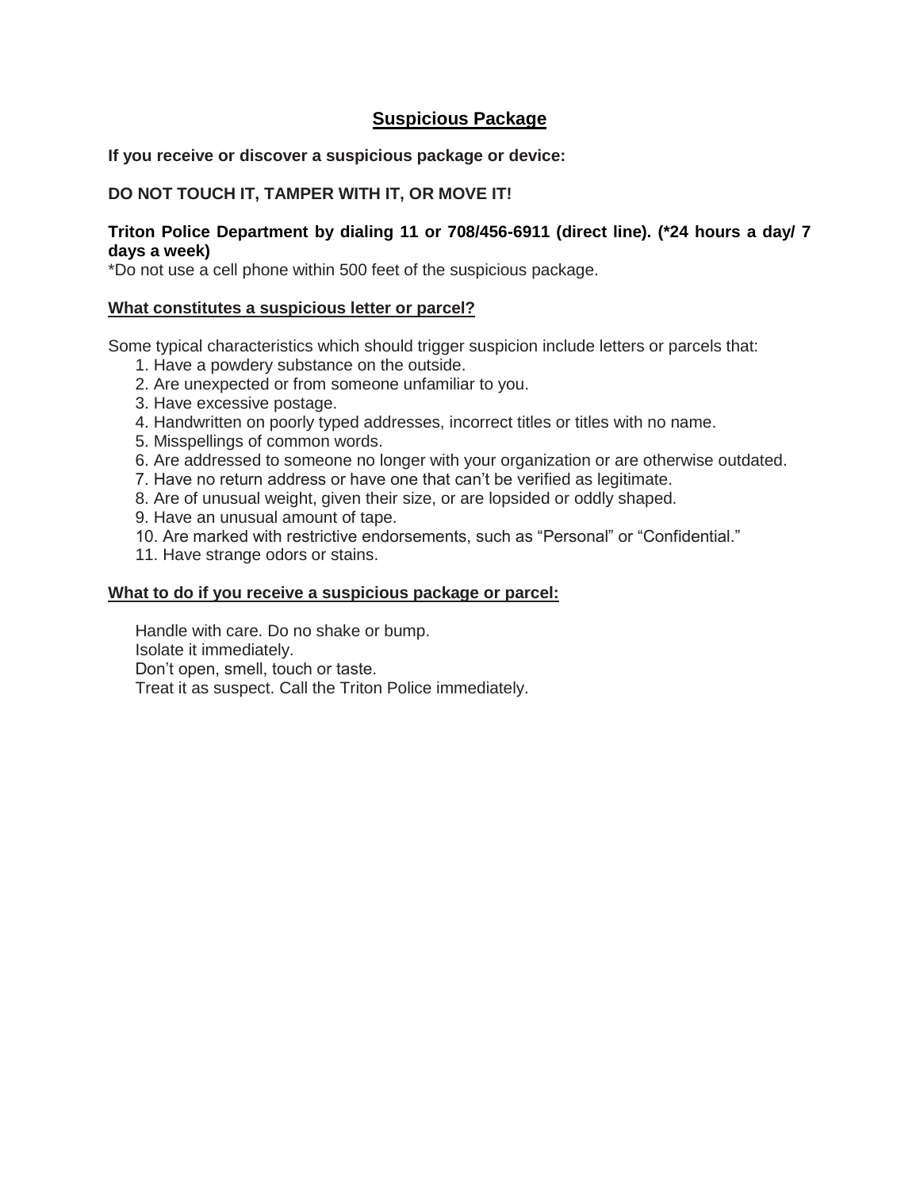## Suspicious Package

**If you receive or discover a suspicious package or device:**

**DO NOT TOUCH IT, TAMPER WITH IT, OR MOVE IT!**

**Triton Police Department by dialing 11 or 708/456-6911 (direct line). (*24 hours a day/ 7 days a week)**
*Do not use a cell phone within 500 feet of the suspicious package.

**What constitutes a suspicious letter or parcel?**

Some typical characteristics which should trigger suspicion include letters or parcels that:

1. Have a powdery substance on the outside.
2. Are unexpected or from someone unfamiliar to you.
3. Have excessive postage.
4. Handwritten on poorly typed addresses, incorrect titles or titles with no name.
5. Misspellings of common words.
6. Are addressed to someone no longer with your organization or are otherwise outdated.
7. Have no return address or have one that can't be verified as legitimate.
8. Are of unusual weight, given their size, or are lopsided or oddly shaped.
9. Have an unusual amount of tape.
10. Are marked with restrictive endorsements, such as "Personal" or "Confidential."
11. Have strange odors or stains.

**What to do if you receive a suspicious package or parcel:**

Handle with care. Do no shake or bump.
Isolate it immediately.
Don't open, smell, touch or taste.
Treat it as suspect. Call the Triton Police immediately.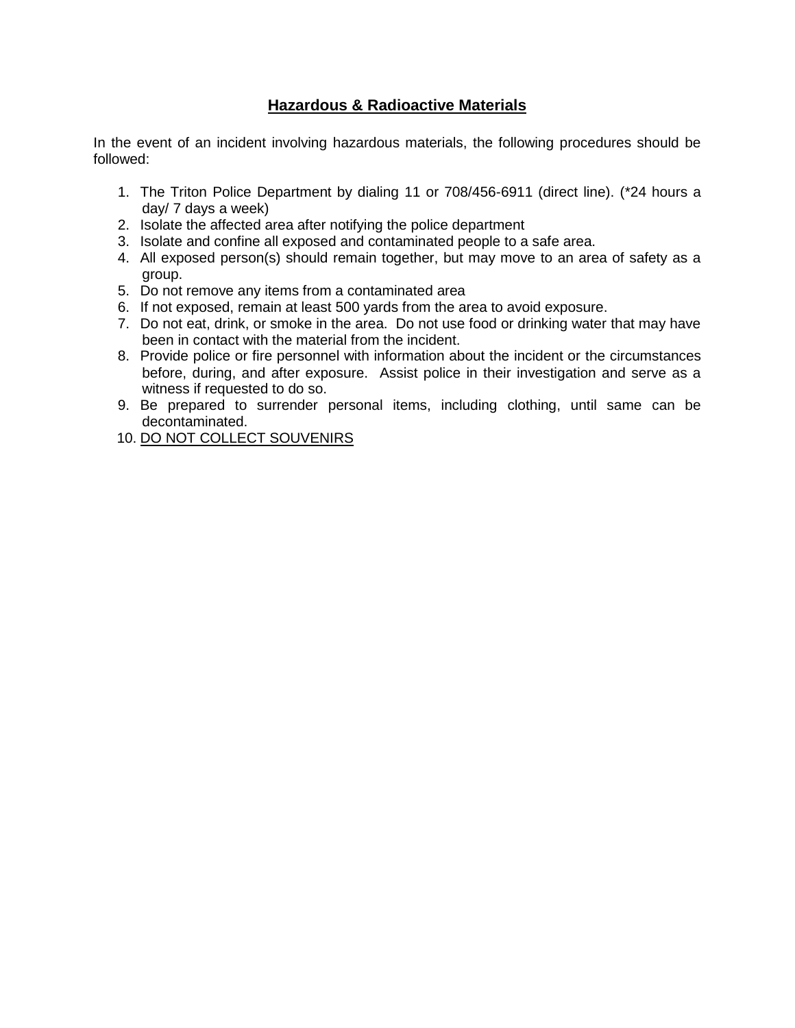## Hazardous & Radioactive Materials

In the event of an incident involving hazardous materials, the following procedures should be followed:

1. The Triton Police Department by dialing 11 or 708/456-6911 (direct line). (*24 hours a day/ 7 days a week)
2. Isolate the affected area after notifying the police department
3. Isolate and confine all exposed and contaminated people to a safe area.
4. All exposed person(s) should remain together, but may move to an area of safety as a group.
5. Do not remove any items from a contaminated area
6. If not exposed, remain at least 500 yards from the area to avoid exposure.
7. Do not eat, drink, or smoke in the area. Do not use food or drinking water that may have been in contact with the material from the incident.
8. Provide police or fire personnel with information about the incident or the circumstances before, during, and after exposure. Assist police in their investigation and serve as a witness if requested to do so.
9. Be prepared to surrender personal items, including clothing, until same can be decontaminated.
10. <u>DO NOT COLLECT SOUVENIRS</u>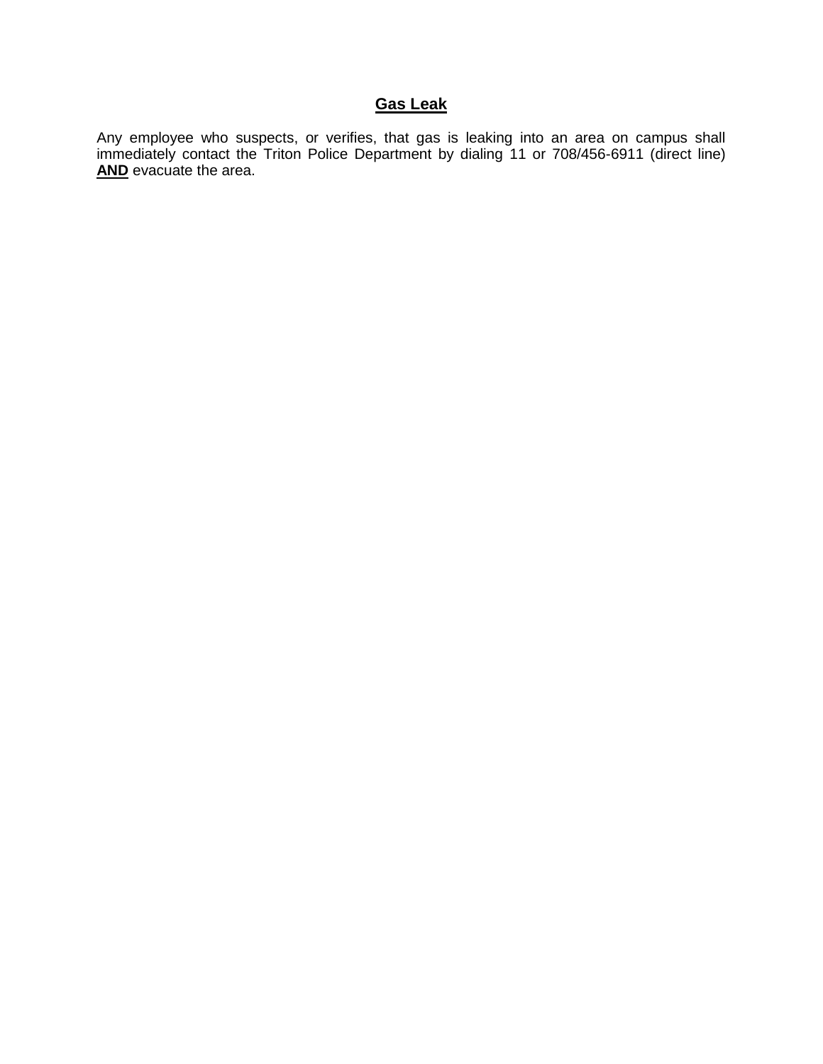## Gas Leak

Any employee who suspects, or verifies, that gas is leaking into an area on campus shall immediately contact the Triton Police Department by dialing 11 or 708/456-6911 (direct line) **AND** evacuate the area.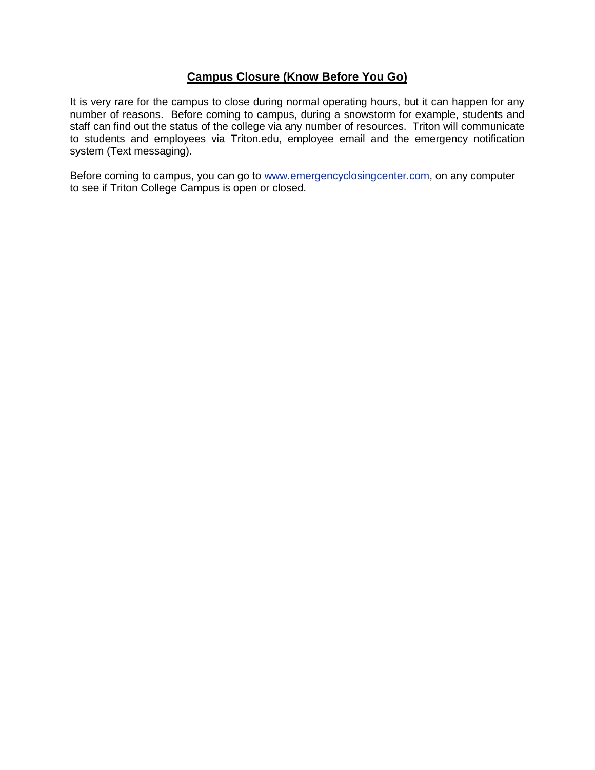## Campus Closure (Know Before You Go)

It is very rare for the campus to close during normal operating hours, but it can happen for any number of reasons. Before coming to campus, during a snowstorm for example, students and staff can find out the status of the college via any number of resources. Triton will communicate to students and employees via Triton.edu, employee email and the emergency notification system (Text messaging).

Before coming to campus, you can go to www.emergencyclosingcenter.com, on any computer to see if Triton College Campus is open or closed.